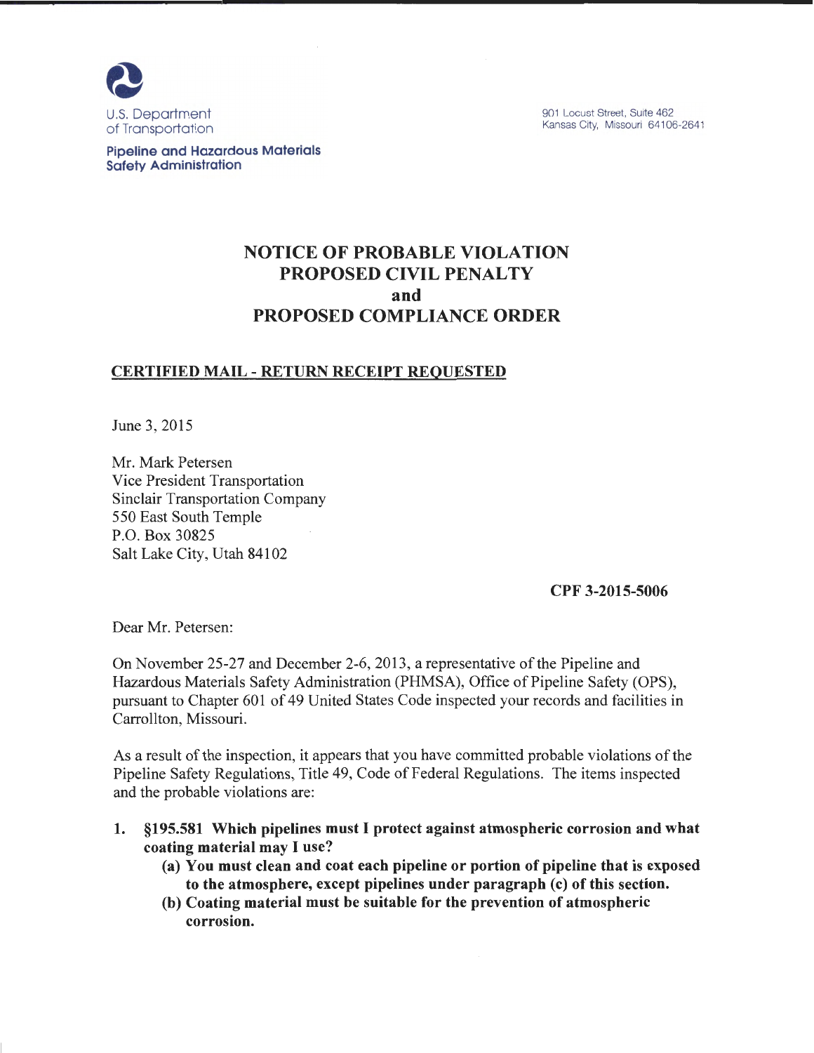U.S. Department of Transportation

**Pipeline and Hazardous Materials Safety Administration**

901 Locust Street, Suite 462
Kansas City, Missouri 64106-2641

# NOTICE OF PROBABLE VIOLATION PROPOSED CIVIL PENALTY and PROPOSED COMPLIANCE ORDER

**CERTIFIED MAIL - RETURN RECEIPT REQUESTED**

June 3, 2015

Mr. Mark Petersen
Vice President Transportation
Sinclair Transportation Company
550 East South Temple
P.O. Box 30825
Salt Lake City, Utah 84102

**CPF 3-2015-5006**

Dear Mr. Petersen:

On November 25-27 and December 2-6, 2013, a representative of the Pipeline and Hazardous Materials Safety Administration (PHMSA), Office of Pipeline Safety (OPS), pursuant to Chapter 601 of 49 United States Code inspected your records and facilities in Carrollton, Missouri.

As a result of the inspection, it appears that you have committed probable violations of the Pipeline Safety Regulations, Title 49, Code of Federal Regulations. The items inspected and the probable violations are:

1. **§195.581 Which pipelines must I protect against atmospheric corrosion and what coating material may I use?**
   - **(a) You must clean and coat each pipeline or portion of pipeline that is exposed to the atmosphere, except pipelines under paragraph (c) of this section.**
   - **(b) Coating material must be suitable for the prevention of atmospheric corrosion.**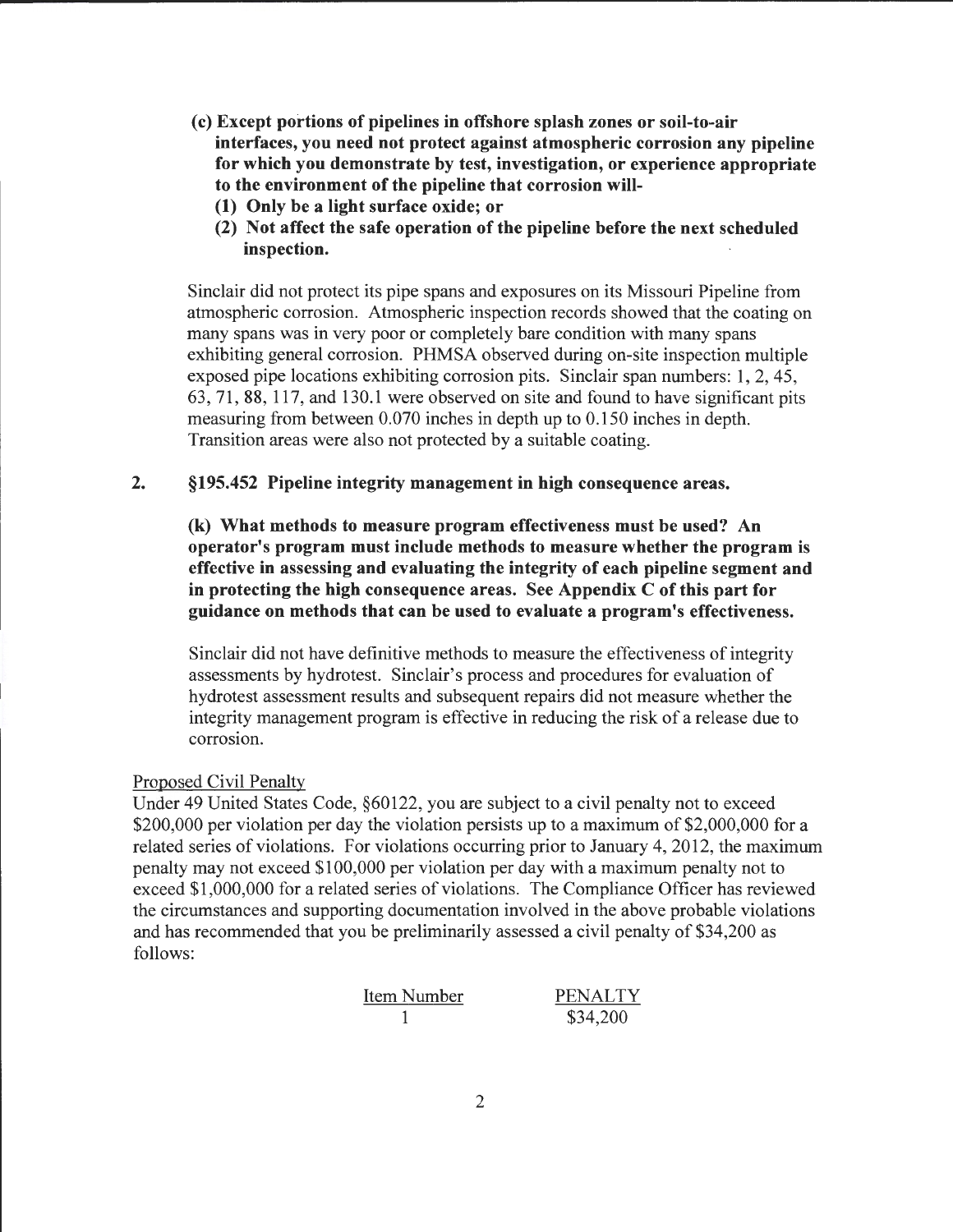**(c) Except portions of pipelines in offshore splash zones or soil-to-air interfaces, you need not protect against atmospheric corrosion any pipeline for which you demonstrate by test, investigation, or experience appropriate to the environment of the pipeline that corrosion will-**

**(1) Only be a light surface oxide; or**

**(2) Not affect the safe operation of the pipeline before the next scheduled inspection.**

Sinclair did not protect its pipe spans and exposures on its Missouri Pipeline from atmospheric corrosion. Atmospheric inspection records showed that the coating on many spans was in very poor or completely bare condition with many spans exhibiting general corrosion. PHMSA observed during on-site inspection multiple exposed pipe locations exhibiting corrosion pits. Sinclair span numbers: 1, 2, 45, 63, 71, 88, 117, and 130.1 were observed on site and found to have significant pits measuring from between 0.070 inches in depth up to 0.150 inches in depth. Transition areas were also not protected by a suitable coating.

**2. §195.452 Pipeline integrity management in high consequence areas.**

**(k) What methods to measure program effectiveness must be used? An operator's program must include methods to measure whether the program is effective in assessing and evaluating the integrity of each pipeline segment and in protecting the high consequence areas. See Appendix C of this part for guidance on methods that can be used to evaluate a program's effectiveness.**

Sinclair did not have definitive methods to measure the effectiveness of integrity assessments by hydrotest. Sinclair's process and procedures for evaluation of hydrotest assessment results and subsequent repairs did not measure whether the integrity management program is effective in reducing the risk of a release due to corrosion.

Proposed Civil Penalty

Under 49 United States Code, §60122, you are subject to a civil penalty not to exceed $200,000 per violation per day the violation persists up to a maximum of $2,000,000 for a related series of violations. For violations occurring prior to January 4, 2012, the maximum penalty may not exceed $100,000 per violation per day with a maximum penalty not to exceed $1,000,000 for a related series of violations. The Compliance Officer has reviewed the circumstances and supporting documentation involved in the above probable violations and has recommended that you be preliminarily assessed a civil penalty of $34,200 as follows:

| Item Number | PENALTY |
|---|---|
| 1 | $34,200 |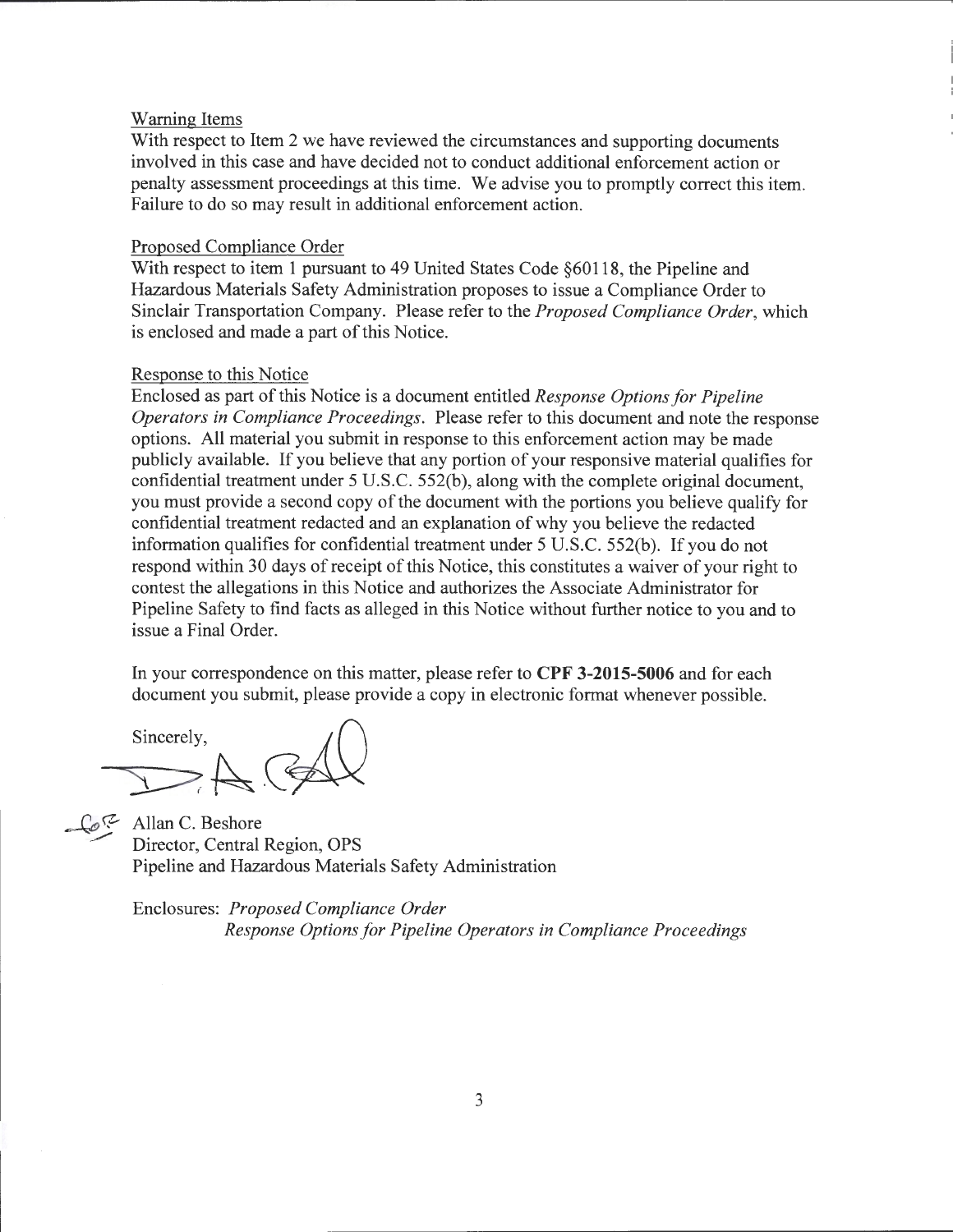Warning Items

With respect to Item 2 we have reviewed the circumstances and supporting documents involved in this case and have decided not to conduct additional enforcement action or penalty assessment proceedings at this time. We advise you to promptly correct this item. Failure to do so may result in additional enforcement action.

Proposed Compliance Order

With respect to item 1 pursuant to 49 United States Code §60118, the Pipeline and Hazardous Materials Safety Administration proposes to issue a Compliance Order to Sinclair Transportation Company. Please refer to the *Proposed Compliance Order*, which is enclosed and made a part of this Notice.

Response to this Notice

Enclosed as part of this Notice is a document entitled *Response Options for Pipeline Operators in Compliance Proceedings*. Please refer to this document and note the response options. All material you submit in response to this enforcement action may be made publicly available. If you believe that any portion of your responsive material qualifies for confidential treatment under 5 U.S.C. 552(b), along with the complete original document, you must provide a second copy of the document with the portions you believe qualify for confidential treatment redacted and an explanation of why you believe the redacted information qualifies for confidential treatment under 5 U.S.C. 552(b). If you do not respond within 30 days of receipt of this Notice, this constitutes a waiver of your right to contest the allegations in this Notice and authorizes the Associate Administrator for Pipeline Safety to find facts as alleged in this Notice without further notice to you and to issue a Final Order.

In your correspondence on this matter, please refer to **CPF 3-2015-5006** and for each document you submit, please provide a copy in electronic format whenever possible.

Sincerely,

Allan C. Beshore
Director, Central Region, OPS
Pipeline and Hazardous Materials Safety Administration

Enclosures: *Proposed Compliance Order*
*Response Options for Pipeline Operators in Compliance Proceedings*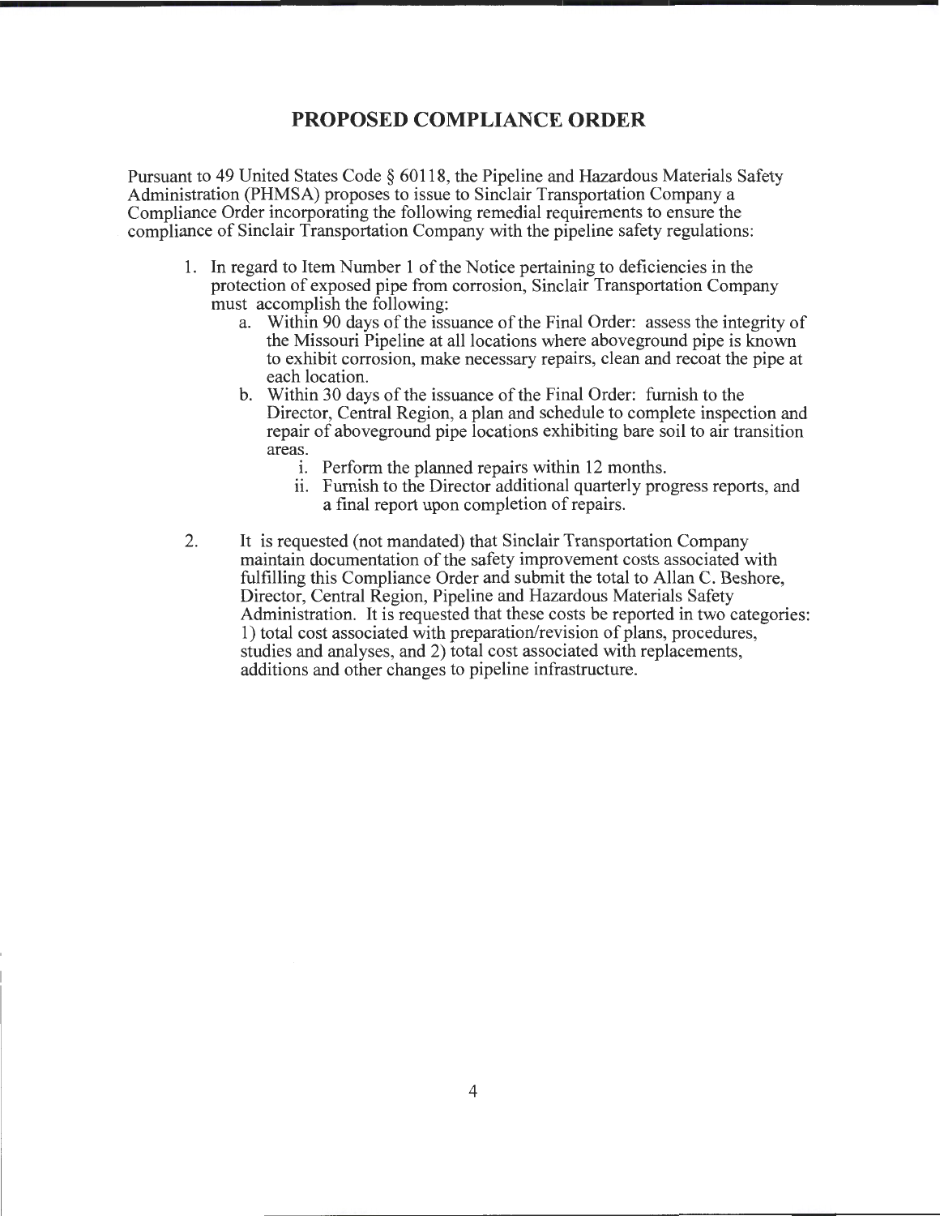# PROPOSED COMPLIANCE ORDER

Pursuant to 49 United States Code § 60118, the Pipeline and Hazardous Materials Safety Administration (PHMSA) proposes to issue to Sinclair Transportation Company a Compliance Order incorporating the following remedial requirements to ensure the compliance of Sinclair Transportation Company with the pipeline safety regulations:

1. In regard to Item Number 1 of the Notice pertaining to deficiencies in the protection of exposed pipe from corrosion, Sinclair Transportation Company must accomplish the following:
   a. Within 90 days of the issuance of the Final Order: assess the integrity of the Missouri Pipeline at all locations where aboveground pipe is known to exhibit corrosion, make necessary repairs, clean and recoat the pipe at each location.
   b. Within 30 days of the issuance of the Final Order: furnish to the Director, Central Region, a plan and schedule to complete inspection and repair of aboveground pipe locations exhibiting bare soil to air transition areas.
      i. Perform the planned repairs within 12 months.
      ii. Furnish to the Director additional quarterly progress reports, and a final report upon completion of repairs.

2. It is requested (not mandated) that Sinclair Transportation Company maintain documentation of the safety improvement costs associated with fulfilling this Compliance Order and submit the total to Allan C. Beshore, Director, Central Region, Pipeline and Hazardous Materials Safety Administration. It is requested that these costs be reported in two categories: 1) total cost associated with preparation/revision of plans, procedures, studies and analyses, and 2) total cost associated with replacements, additions and other changes to pipeline infrastructure.